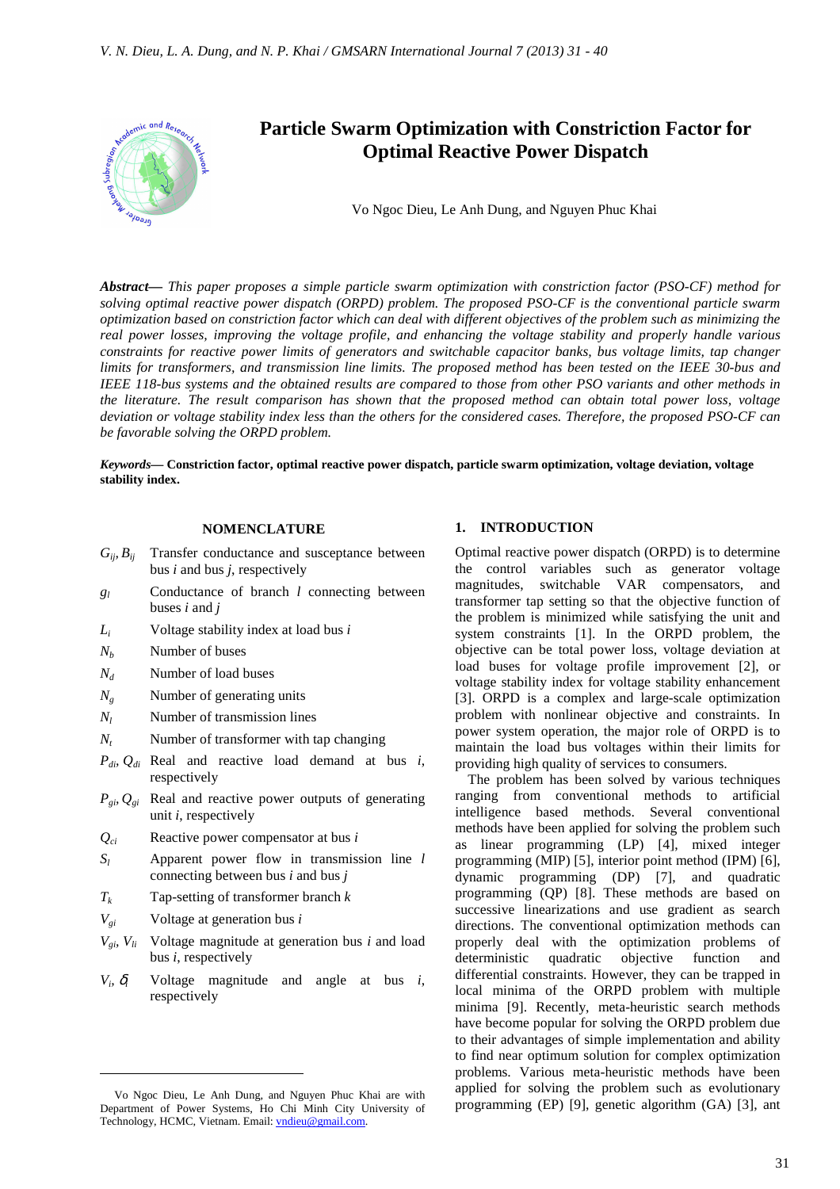# Particle Swarm Optimization with Constriction Factor for Optimal Reactive Power Dispatch

Vo Ngoc Dieu, Le Anh Dung, and Nguyen Phuc Khai

***Abstract***— *This paper proposes a simple particle swarm optimization with constriction factor (PSO-CF) method for solving optimal reactive power dispatch (ORPD) problem. The proposed PSO-CF is the conventional particle swarm optimization based on constriction factor which can deal with different objectives of the problem such as minimizing the real power losses, improving the voltage profile, and enhancing the voltage stability and properly handle various constraints for reactive power limits of generators and switchable capacitor banks, bus voltage limits, tap changer limits for transformers, and transmission line limits. The proposed method has been tested on the IEEE 30-bus and IEEE 118-bus systems and the obtained results are compared to those from other PSO variants and other methods in the literature. The result comparison has shown that the proposed method can obtain total power loss, voltage deviation or voltage stability index less than the others for the considered cases. Therefore, the proposed PSO-CF can be favorable solving the ORPD problem.*

***Keywords***— **Constriction factor, optimal reactive power dispatch, particle swarm optimization, voltage deviation, voltage stability index.**

## NOMENCLATURE

- $G_{ij}, B_{ij}$ — Transfer conductance and susceptance between bus $i$ and bus $j$, respectively
- $g_l$ — Conductance of branch $l$ connecting between buses $i$ and $j$
- $L_i$ — Voltage stability index at load bus $i$
- $N_b$ — Number of buses
- $N_d$ — Number of load buses
- $N_g$ — Number of generating units
- $N_l$ — Number of transmission lines
- $N_t$ — Number of transformer with tap changing
- $P_{di}, Q_{di}$ — Real and reactive load demand at bus $i$, respectively
- $P_{gi}, Q_{gi}$ — Real and reactive power outputs of generating unit $i$, respectively
- $Q_{ci}$ — Reactive power compensator at bus $i$
- $S_l$ — Apparent power flow in transmission line $l$ connecting between bus $i$ and bus $j$
- $T_k$ — Tap-setting of transformer branch $k$
- $V_{gi}$ — Voltage at generation bus $i$
- $V_{gi}, V_{li}$ — Voltage magnitude at generation bus $i$ and load bus $i$, respectively
- $V_i, \delta_i$ — Voltage magnitude and angle at bus $i$, respectively

Vo Ngoc Dieu, Le Anh Dung, and Nguyen Phuc Khai are with Department of Power Systems, Ho Chi Minh City University of Technology, HCMC, Vietnam. Email: vndieu@gmail.com.

## 1. INTRODUCTION

Optimal reactive power dispatch (ORPD) is to determine the control variables such as generator voltage magnitudes, switchable VAR compensators, and transformer tap setting so that the objective function of the problem is minimized while satisfying the unit and system constraints [1]. In the ORPD problem, the objective can be total power loss, voltage deviation at load buses for voltage profile improvement [2], or voltage stability index for voltage stability enhancement [3]. ORPD is a complex and large-scale optimization problem with nonlinear objective and constraints. In power system operation, the major role of ORPD is to maintain the load bus voltages within their limits for providing high quality of services to consumers.

The problem has been solved by various techniques ranging from conventional methods to artificial intelligence based methods. Several conventional methods have been applied for solving the problem such as linear programming (LP) [4], mixed integer programming (MIP) [5], interior point method (IPM) [6], dynamic programming (DP) [7], and quadratic programming (QP) [8]. These methods are based on successive linearizations and use gradient as search directions. The conventional optimization methods can properly deal with the optimization problems of deterministic quadratic objective function and differential constraints. However, they can be trapped in local minima of the ORPD problem with multiple minima [9]. Recently, meta-heuristic search methods have become popular for solving the ORPD problem due to their advantages of simple implementation and ability to find near optimum solution for complex optimization problems. Various meta-heuristic methods have been applied for solving the problem such as evolutionary programming (EP) [9], genetic algorithm (GA) [3], ant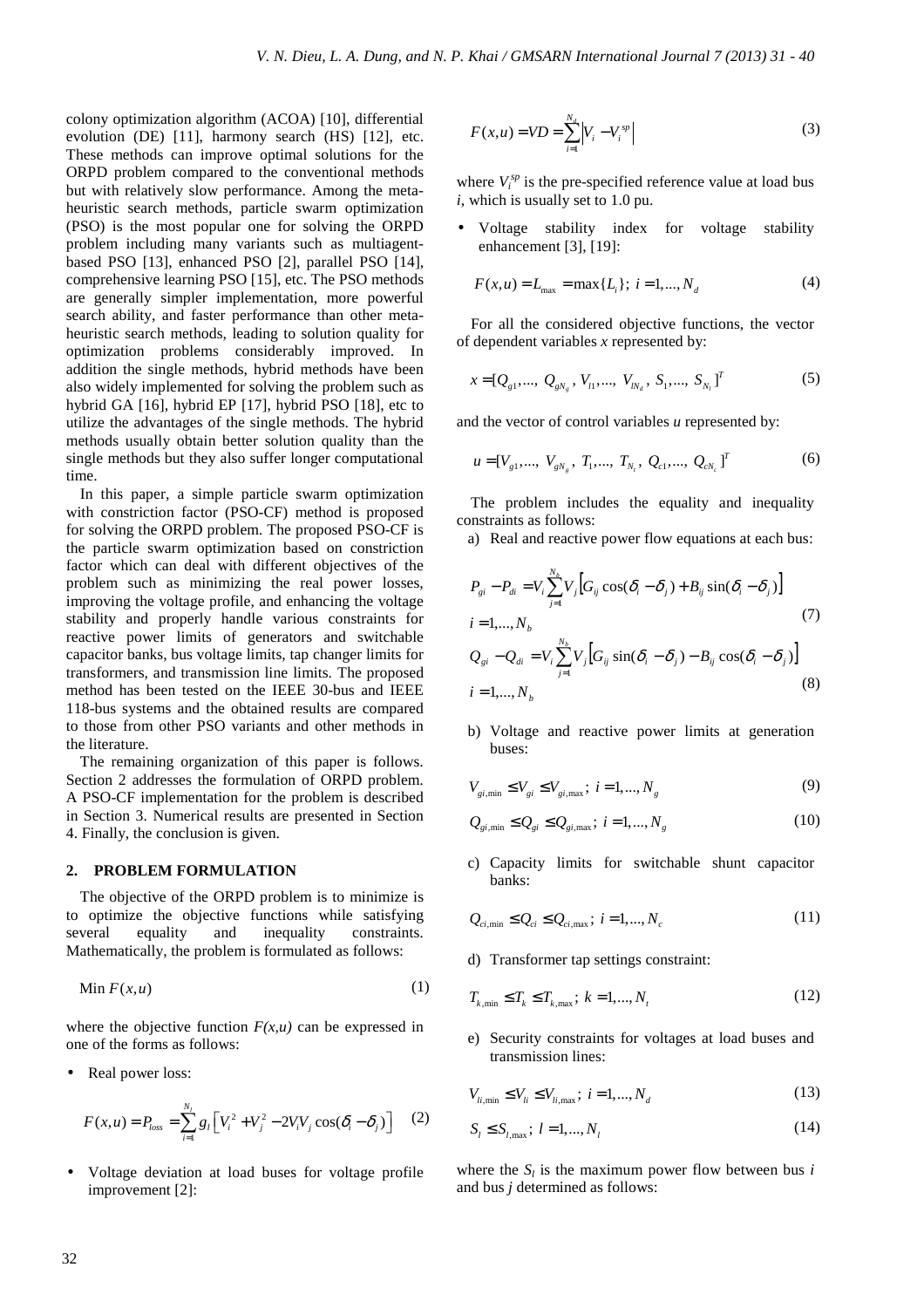colony optimization algorithm (ACOA) [10], differential evolution (DE) [11], harmony search (HS) [12], etc. These methods can improve optimal solutions for the ORPD problem compared to the conventional methods but with relatively slow performance. Among the meta-heuristic search methods, particle swarm optimization (PSO) is the most popular one for solving the ORPD problem including many variants such as multiagent-based PSO [13], enhanced PSO [2], parallel PSO [14], comprehensive learning PSO [15], etc. The PSO methods are generally simpler implementation, more powerful search ability, and faster performance than other meta-heuristic search methods, leading to solution quality for optimization problems considerably improved. In addition the single methods, hybrid methods have been also widely implemented for solving the problem such as hybrid GA [16], hybrid EP [17], hybrid PSO [18], etc to utilize the advantages of the single methods. The hybrid methods usually obtain better solution quality than the single methods but they also suffer longer computational time.

In this paper, a simple particle swarm optimization with constriction factor (PSO-CF) method is proposed for solving the ORPD problem. The proposed PSO-CF is the particle swarm optimization based on constriction factor which can deal with different objectives of the problem such as minimizing the real power losses, improving the voltage profile, and enhancing the voltage stability and properly handle various constraints for reactive power limits of generators and switchable capacitor banks, bus voltage limits, tap changer limits for transformers, and transmission line limits. The proposed method has been tested on the IEEE 30-bus and IEEE 118-bus systems and the obtained results are compared to those from other PSO variants and other methods in the literature.

The remaining organization of this paper is follows. Section 2 addresses the formulation of ORPD problem. A PSO-CF implementation for the problem is described in Section 3. Numerical results are presented in Section 4. Finally, the conclusion is given.

## 2. PROBLEM FORMULATION

The objective of the ORPD problem is to minimize is to optimize the objective functions while satisfying several equality and inequality constraints. Mathematically, the problem is formulated as follows:

$$\text{Min } F(x,u) \tag{1}$$

where the objective function $F(x,u)$ can be expressed in one of the forms as follows:

- Real power loss:

$$F(x,u) = P_{loss} = \sum_{l=1}^{N_l} g_l \left[ V_i^2 + V_j^2 - 2V_iV_j \cos(\delta_i - \delta_j) \right] \tag{2}$$

- Voltage deviation at load buses for voltage profile improvement [2]:

$$F(x,u) = VD = \sum_{i=1}^{N_d} \left| V_i - V_i^{sp} \right| \tag{3}$$

where $V_i^{sp}$ is the pre-specified reference value at load bus $i$, which is usually set to 1.0 pu.

- Voltage stability index for voltage stability enhancement [3], [19]:

$$F(x,u) = L_{\max} = \max\{L_i\};\ i = 1,...,N_d \tag{4}$$

For all the considered objective functions, the vector of dependent variables $x$ represented by:

$$x = [Q_{g1},...,\ Q_{gN_g},\ V_{l1},...,\ V_{lN_d},\ S_1,...,\ S_{N_l}]^T \tag{5}$$

and the vector of control variables $u$ represented by:

$$u = [V_{g1},...,\ V_{gN_g},\ T_1,...,\ T_{N_t},\ Q_{c1},...,\ Q_{cN_c}]^T \tag{6}$$

The problem includes the equality and inequality constraints as follows:

a) Real and reactive power flow equations at each bus:

$$P_{gi} - P_{di} = V_i \sum_{j=1}^{N_b} V_j \left[ G_{ij} \cos(\delta_i - \delta_j) + B_{ij} \sin(\delta_i - \delta_j) \right] \quad i = 1,...,N_b \tag{7}$$

$$Q_{gi} - Q_{di} = V_i \sum_{j=1}^{N_b} V_j \left[ G_{ij} \sin(\delta_i - \delta_j) - B_{ij} \cos(\delta_i - \delta_j) \right] \quad i = 1,...,N_b \tag{8}$$

b) Voltage and reactive power limits at generation buses:

$$V_{gi,\min} \le V_{gi} \le V_{gi,\max};\ i = 1,...,N_g \tag{9}$$

$$Q_{gi,\min} \le Q_{gi} \le Q_{gi,\max};\ i = 1,...,N_g \tag{10}$$

c) Capacity limits for switchable shunt capacitor banks:

$$Q_{ci,\min} \le Q_{ci} \le Q_{ci,\max};\ i = 1,...,N_c \tag{11}$$

d) Transformer tap settings constraint:

$$T_{k,\min} \le T_k \le T_{k,\max};\ k = 1,...,N_t \tag{12}$$

e) Security constraints for voltages at load buses and transmission lines:

$$V_{li,\min} \le V_{li} \le V_{li,\max};\ i = 1,...,N_d \tag{13}$$

$$S_l \le S_{l,\max};\ l = 1,...,N_l \tag{14}$$

where the $S_l$ is the maximum power flow between bus $i$ and bus $j$ determined as follows: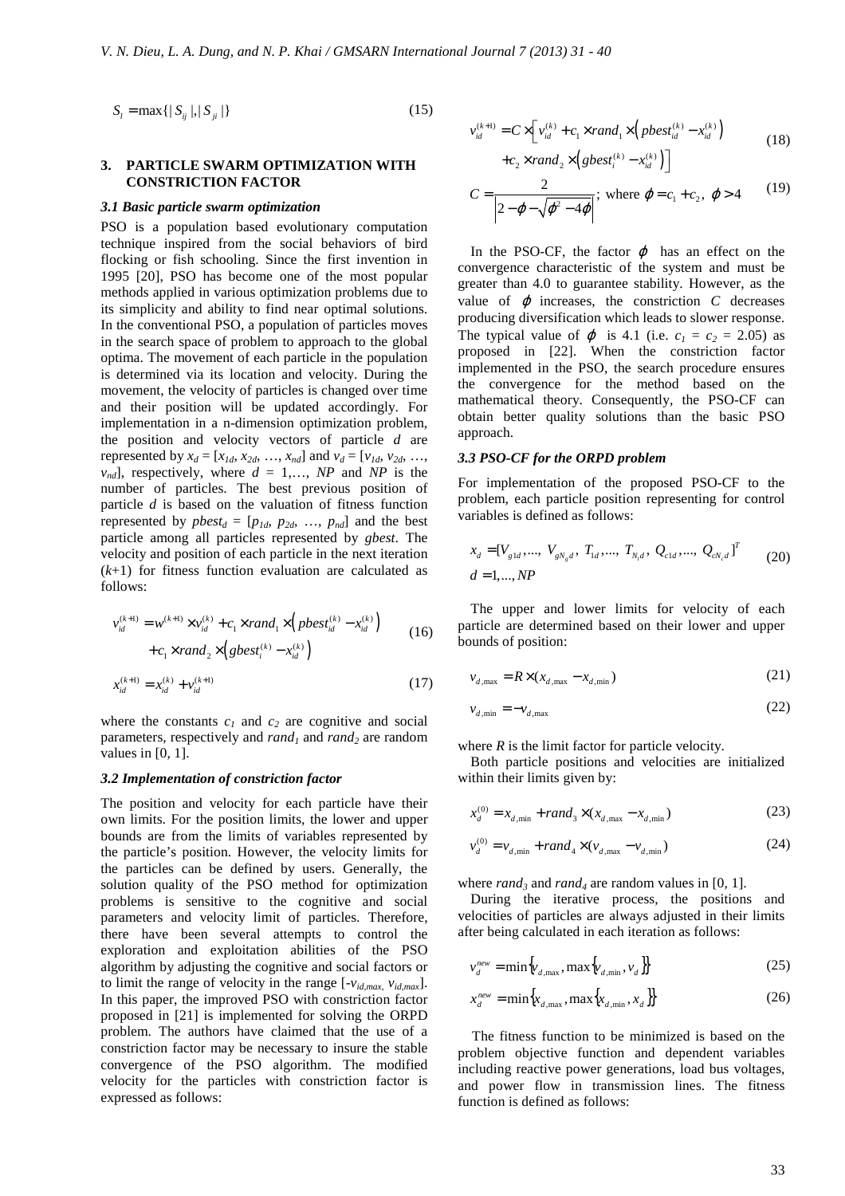$$S_l = \max\{|S_{ij}|, |S_{ji}|\} \tag{15}$$

## 3. PARTICLE SWARM OPTIMIZATION WITH CONSTRICTION FACTOR

### *3.1 Basic particle swarm optimization*

PSO is a population based evolutionary computation technique inspired from the social behaviors of bird flocking or fish schooling. Since the first invention in 1995 [20], PSO has become one of the most popular methods applied in various optimization problems due to its simplicity and ability to find near optimal solutions. In the conventional PSO, a population of particles moves in the search space of problem to approach to the global optima. The movement of each particle in the population is determined via its location and velocity. During the movement, the velocity of particles is changed over time and their position will be updated accordingly. For implementation in a n-dimension optimization problem, the position and velocity vectors of particle $d$ are represented by $x_d = [x_{1d}, x_{2d}, \ldots, x_{nd}]$ and $v_d = [v_{1d}, v_{2d}, \ldots, v_{nd}]$, respectively, where $d = 1,\ldots, NP$ and $NP$ is the number of particles. The best previous position of particle $d$ is based on the valuation of fitness function represented by $pbest_d = [p_{1d}, p_{2d}, \ldots, p_{nd}]$ and the best particle among all particles represented by $gbest$. The velocity and position of each particle in the next iteration ($k$+1) for fitness function evaluation are calculated as follows:

$$v_{id}^{(k+1)} = w^{(k+1)} \times v_{id}^{(k)} + c_1 \times rand_1 \times \left( pbest_{id}^{(k)} - x_{id}^{(k)} \right) + c_1 \times rand_2 \times \left( gbest_i^{(k)} - x_{id}^{(k)} \right) \tag{16}$$

$$x_{id}^{(k+1)} = x_{id}^{(k)} + v_{id}^{(k+1)} \tag{17}$$

where the constants $c_1$ and $c_2$ are cognitive and social parameters, respectively and $rand_1$ and $rand_2$ are random values in [0, 1].

### *3.2 Implementation of constriction factor*

The position and velocity for each particle have their own limits. For the position limits, the lower and upper bounds are from the limits of variables represented by the particle's position. However, the velocity limits for the particles can be defined by users. Generally, the solution quality of the PSO method for optimization problems is sensitive to the cognitive and social parameters and velocity limit of particles. Therefore, there have been several attempts to control the exploration and exploitation abilities of the PSO algorithm by adjusting the cognitive and social factors or to limit the range of velocity in the range [$-v_{id,max}$, $v_{id,max}$]. In this paper, the improved PSO with constriction factor proposed in [21] is implemented for solving the ORPD problem. The authors have claimed that the use of a constriction factor may be necessary to insure the stable convergence of the PSO algorithm. The modified velocity for the particles with constriction factor is expressed as follows:

$$v_{id}^{(k+1)} = C \times \Big[ v_{id}^{(k)} + c_1 \times rand_1 \times \left( pbest_{id}^{(k)} - x_{id}^{(k)} \right) + c_2 \times rand_2 \times \left( gbest_i^{(k)} - x_{id}^{(k)} \right) \Big] \tag{18}$$

$$C = \frac{2}{\left| 2 - \varphi - \sqrt{\varphi^2 - 4\varphi} \right|}; \text{ where } \varphi = c_1 + c_2,\ \varphi > 4 \tag{19}$$

In the PSO-CF, the factor $\varphi$ has an effect on the convergence characteristic of the system and must be greater than 4.0 to guarantee stability. However, as the value of $\varphi$ increases, the constriction $C$ decreases producing diversification which leads to slower response. The typical value of $\varphi$ is 4.1 (i.e. $c_1 = c_2 = 2.05$) as proposed in [22]. When the constriction factor implemented in the PSO, the search procedure ensures the convergence for the method based on the mathematical theory. Consequently, the PSO-CF can obtain better quality solutions than the basic PSO approach.

### *3.3 PSO-CF for the ORPD problem*

For implementation of the proposed PSO-CF to the problem, each particle position representing for control variables is defined as follows:

$$x_d = [V_{g1d}, \ldots, V_{gN_gd}, T_{1d}, \ldots, T_{N_td}, Q_{c1d}, \ldots, Q_{cN_cd}]^T \quad d = 1, \ldots, NP \tag{20}$$

The upper and lower limits for velocity of each particle are determined based on their lower and upper bounds of position:

$$v_{d,\max} = R \times (x_{d,\max} - x_{d,\min}) \tag{21}$$

$$v_{d,\min} = -v_{d,\max} \tag{22}$$

where $R$ is the limit factor for particle velocity.

Both particle positions and velocities are initialized within their limits given by:

$$x_d^{(0)} = x_{d,\min} + rand_3 \times (x_{d,\max} - x_{d,\min}) \tag{23}$$

$$v_d^{(0)} = v_{d,\min} + rand_4 \times (v_{d,\max} - v_{d,\min}) \tag{24}$$

where $rand_3$ and $rand_4$ are random values in [0, 1].

During the iterative process, the positions and velocities of particles are always adjusted in their limits after being calculated in each iteration as follows:

$$v_d^{new} = \min\left\{ v_{d,\max}, \max\left\{ v_{d,\min}, v_d \right\} \right\} \tag{25}$$

$$x_d^{new} = \min\left\{ x_{d,\max}, \max\left\{ x_{d,\min}, x_d \right\} \right\} \tag{26}$$

The fitness function to be minimized is based on the problem objective function and dependent variables including reactive power generations, load bus voltages, and power flow in transmission lines. The fitness function is defined as follows: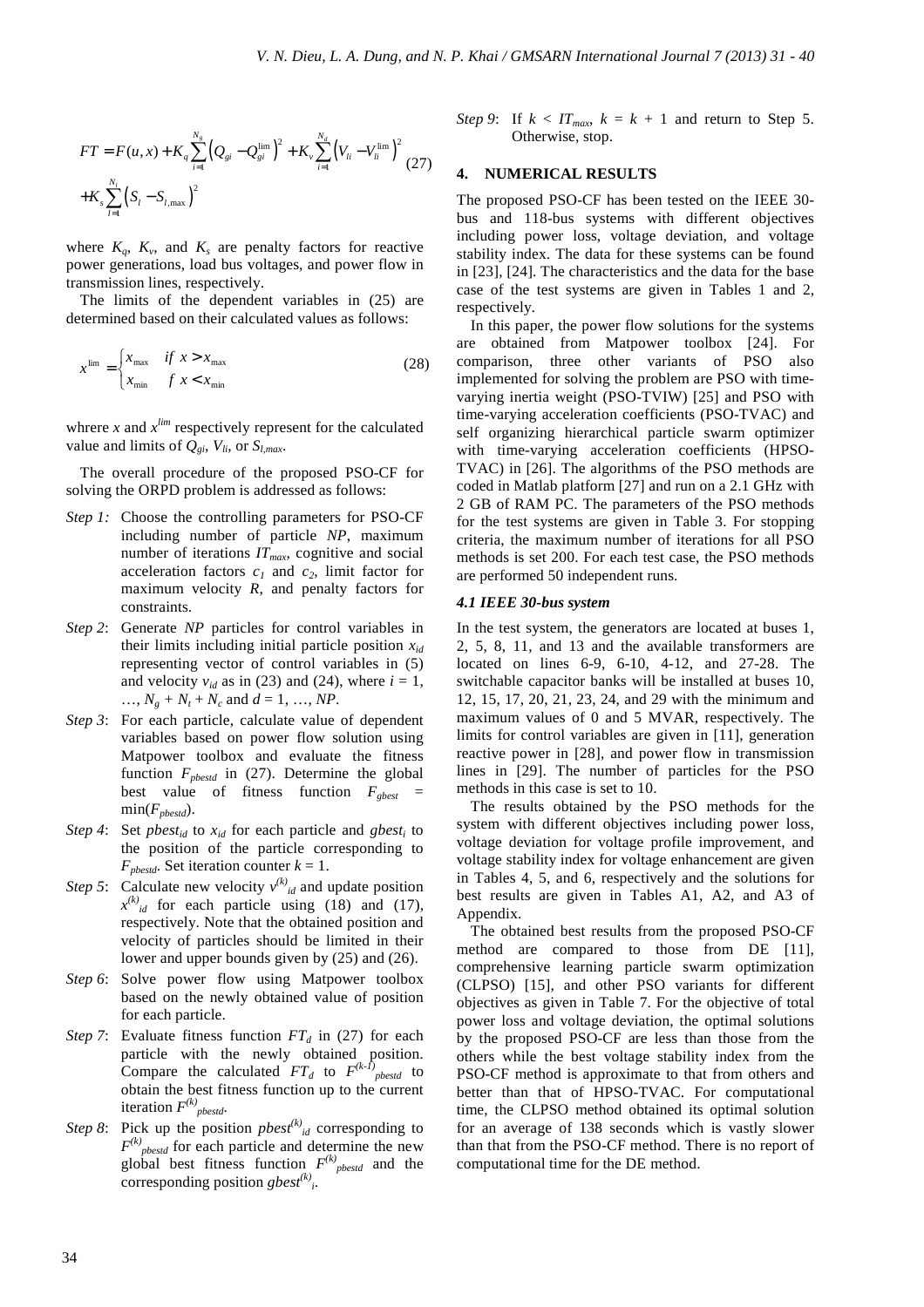$$FT = F(u,x) + K_q \sum_{i=1}^{N_g} \left(Q_{gi} - Q_{gi}^{\lim}\right)^2 + K_v \sum_{i=1}^{N_d} \left(V_{li} - V_{li}^{\lim}\right)^2 + K_s \sum_{l=1}^{N_l} \left(S_l - S_{l,\max}\right)^2 \quad (27)$$

where $K_q$, $K_v$, and $K_s$ are penalty factors for reactive power generations, load bus voltages, and power flow in transmission lines, respectively.

The limits of the dependent variables in (25) are determined based on their calculated values as follows:

$$x^{\lim} = \begin{cases} x_{\max} & if\ x > x_{\max} \\ x_{\min} & f\ x < x_{\min} \end{cases} \quad (28)$$

whrere $x$ and $x^{lim}$ respectively represent for the calculated value and limits of $Q_{gi}$, $V_{li}$, or $S_{l,max}$.

The overall procedure of the proposed PSO-CF for solving the ORPD problem is addressed as follows:

- *Step 1:* Choose the controlling parameters for PSO-CF including number of particle $NP$, maximum number of iterations $IT_{max}$, cognitive and social acceleration factors $c_1$ and $c_2$, limit factor for maximum velocity $R$, and penalty factors for constraints.
- *Step 2*: Generate $NP$ particles for control variables in their limits including initial particle position $x_{id}$ representing vector of control variables in (5) and velocity $v_{id}$ as in (23) and (24), where $i = 1, \ldots, N_g + N_t + N_c$ and $d = 1, \ldots, NP$.
- *Step 3*: For each particle, calculate value of dependent variables based on power flow solution using Matpower toolbox and evaluate the fitness function $F_{pbestd}$ in (27). Determine the global best value of fitness function $F_{gbest} = \min(F_{pbestd})$.
- *Step 4*: Set $pbest_{id}$ to $x_{id}$ for each particle and $gbest_i$ to the position of the particle corresponding to $F_{pbestd}$. Set iteration counter $k = 1$.
- *Step 5*: Calculate new velocity $v^{(k)}_{id}$ and update position $x^{(k)}_{id}$ for each particle using (18) and (17), respectively. Note that the obtained position and velocity of particles should be limited in their lower and upper bounds given by (25) and (26).
- *Step 6*: Solve power flow using Matpower toolbox based on the newly obtained value of position for each particle.
- *Step 7*: Evaluate fitness function $FT_d$ in (27) for each particle with the newly obtained position. Compare the calculated $FT_d$ to $F^{(k-1)}_{pbestd}$ to obtain the best fitness function up to the current iteration $F^{(k)}_{pbestd}$.
- *Step 8*: Pick up the position $pbest^{(k)}_{id}$ corresponding to $F^{(k)}_{pbestd}$ for each particle and determine the new global best fitness function $F^{(k)}_{pbestd}$ and the corresponding position $gbest^{(k)}_i$.
- *Step 9*: If $k < IT_{max}$, $k = k + 1$ and return to Step 5. Otherwise, stop.

## 4. NUMERICAL RESULTS

The proposed PSO-CF has been tested on the IEEE 30-bus and 118-bus systems with different objectives including power loss, voltage deviation, and voltage stability index. The data for these systems can be found in [23], [24]. The characteristics and the data for the base case of the test systems are given in Tables 1 and 2, respectively.

In this paper, the power flow solutions for the systems are obtained from Matpower toolbox [24]. For comparison, three other variants of PSO also implemented for solving the problem are PSO with time-varying inertia weight (PSO-TVIW) [25] and PSO with time-varying acceleration coefficients (PSO-TVAC) and self organizing hierarchical particle swarm optimizer with time-varying acceleration coefficients (HPSO-TVAC) in [26]. The algorithms of the PSO methods are coded in Matlab platform [27] and run on a 2.1 GHz with 2 GB of RAM PC. The parameters of the PSO methods for the test systems are given in Table 3. For stopping criteria, the maximum number of iterations for all PSO methods is set 200. For each test case, the PSO methods are performed 50 independent runs.

### *4.1 IEEE 30-bus system*

In the test system, the generators are located at buses 1, 2, 5, 8, 11, and 13 and the available transformers are located on lines 6-9, 6-10, 4-12, and 27-28. The switchable capacitor banks will be installed at buses 10, 12, 15, 17, 20, 21, 23, 24, and 29 with the minimum and maximum values of 0 and 5 MVAR, respectively. The limits for control variables are given in [11], generation reactive power in [28], and power flow in transmission lines in [29]. The number of particles for the PSO methods in this case is set to 10.

The results obtained by the PSO methods for the system with different objectives including power loss, voltage deviation for voltage profile improvement, and voltage stability index for voltage enhancement are given in Tables 4, 5, and 6, respectively and the solutions for best results are given in Tables A1, A2, and A3 of Appendix.

The obtained best results from the proposed PSO-CF method are compared to those from DE [11], comprehensive learning particle swarm optimization (CLPSO) [15], and other PSO variants for different objectives as given in Table 7. For the objective of total power loss and voltage deviation, the optimal solutions by the proposed PSO-CF are less than those from the others while the best voltage stability index from the PSO-CF method is approximate to that from others and better than that of HPSO-TVAC. For computational time, the CLPSO method obtained its optimal solution for an average of 138 seconds which is vastly slower than that from the PSO-CF method. There is no report of computational time for the DE method.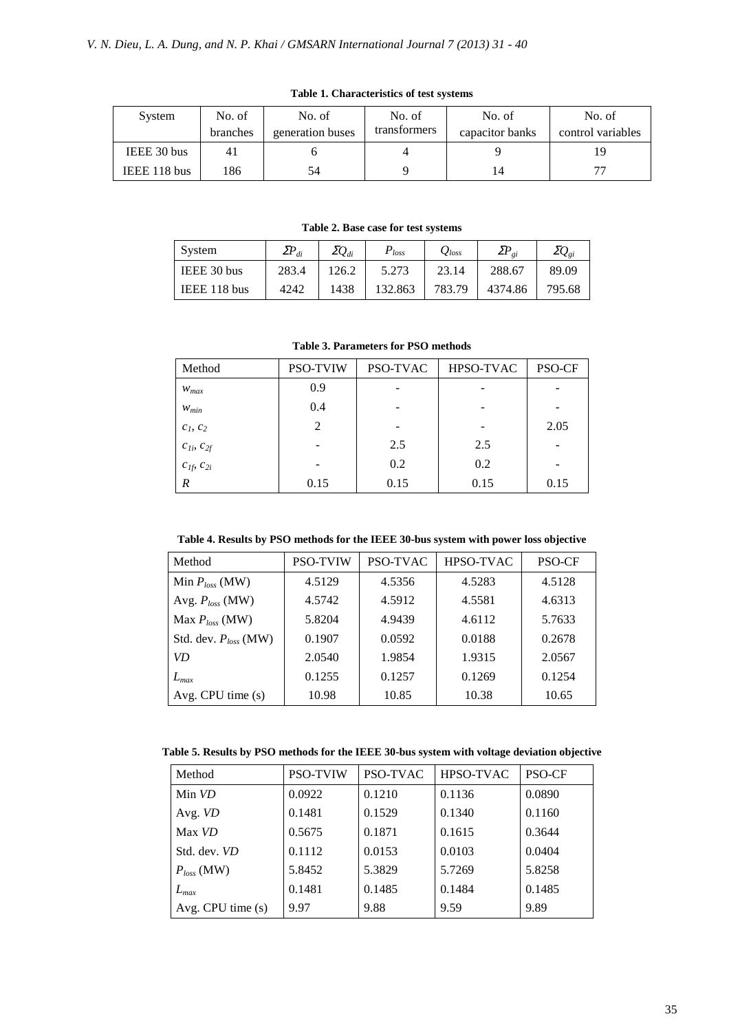**Table 1. Characteristics of test systems**

| System | No. of branches | No. of generation buses | No. of transformers | No. of capacitor banks | No. of control variables |
|---|---|---|---|---|---|
| IEEE 30 bus | 41 | 6 | 4 | 9 | 19 |
| IEEE 118 bus | 186 | 54 | 9 | 14 | 77 |

**Table 2. Base case for test systems**

| System | $\Sigma P_{di}$ | $\Sigma Q_{di}$ | $P_{loss}$ | $Q_{loss}$ | $\Sigma P_{gi}$ | $\Sigma Q_{gi}$ |
|---|---|---|---|---|---|---|
| IEEE 30 bus | 283.4 | 126.2 | 5.273 | 23.14 | 288.67 | 89.09 |
| IEEE 118 bus | 4242 | 1438 | 132.863 | 783.79 | 4374.86 | 795.68 |

**Table 3. Parameters for PSO methods**

| Method | PSO-TVIW | PSO-TVAC | HPSO-TVAC | PSO-CF |
|---|---|---|---|---|
| $w_{max}$ | 0.9 | - | - | - |
| $w_{min}$ | 0.4 | - | - | - |
| $c_1$, $c_2$ | 2 | - | - | 2.05 |
| $c_{1i}$, $c_{2f}$ | - | 2.5 | 2.5 | - |
| $c_{1f}$, $c_{2i}$ | - | 0.2 | 0.2 | - |
| $R$ | 0.15 | 0.15 | 0.15 | 0.15 |

**Table 4. Results by PSO methods for the IEEE 30-bus system with power loss objective**

| Method | PSO-TVIW | PSO-TVAC | HPSO-TVAC | PSO-CF |
|---|---|---|---|---|
| Min $P_{loss}$ (MW) | 4.5129 | 4.5356 | 4.5283 | 4.5128 |
| Avg. $P_{loss}$ (MW) | 4.5742 | 4.5912 | 4.5581 | 4.6313 |
| Max $P_{loss}$ (MW) | 5.8204 | 4.9439 | 4.6112 | 5.7633 |
| Std. dev. $P_{loss}$ (MW) | 0.1907 | 0.0592 | 0.0188 | 0.2678 |
| $VD$ | 2.0540 | 1.9854 | 1.9315 | 2.0567 |
| $L_{max}$ | 0.1255 | 0.1257 | 0.1269 | 0.1254 |
| Avg. CPU time (s) | 10.98 | 10.85 | 10.38 | 10.65 |

**Table 5. Results by PSO methods for the IEEE 30-bus system with voltage deviation objective**

| Method | PSO-TVIW | PSO-TVAC | HPSO-TVAC | PSO-CF |
|---|---|---|---|---|
| Min $VD$ | 0.0922 | 0.1210 | 0.1136 | 0.0890 |
| Avg. $VD$ | 0.1481 | 0.1529 | 0.1340 | 0.1160 |
| Max $VD$ | 0.5675 | 0.1871 | 0.1615 | 0.3644 |
| Std. dev. $VD$ | 0.1112 | 0.0153 | 0.0103 | 0.0404 |
| $P_{loss}$ (MW) | 5.8452 | 5.3829 | 5.7269 | 5.8258 |
| $L_{max}$ | 0.1481 | 0.1485 | 0.1484 | 0.1485 |
| Avg. CPU time (s) | 9.97 | 9.88 | 9.59 | 9.89 |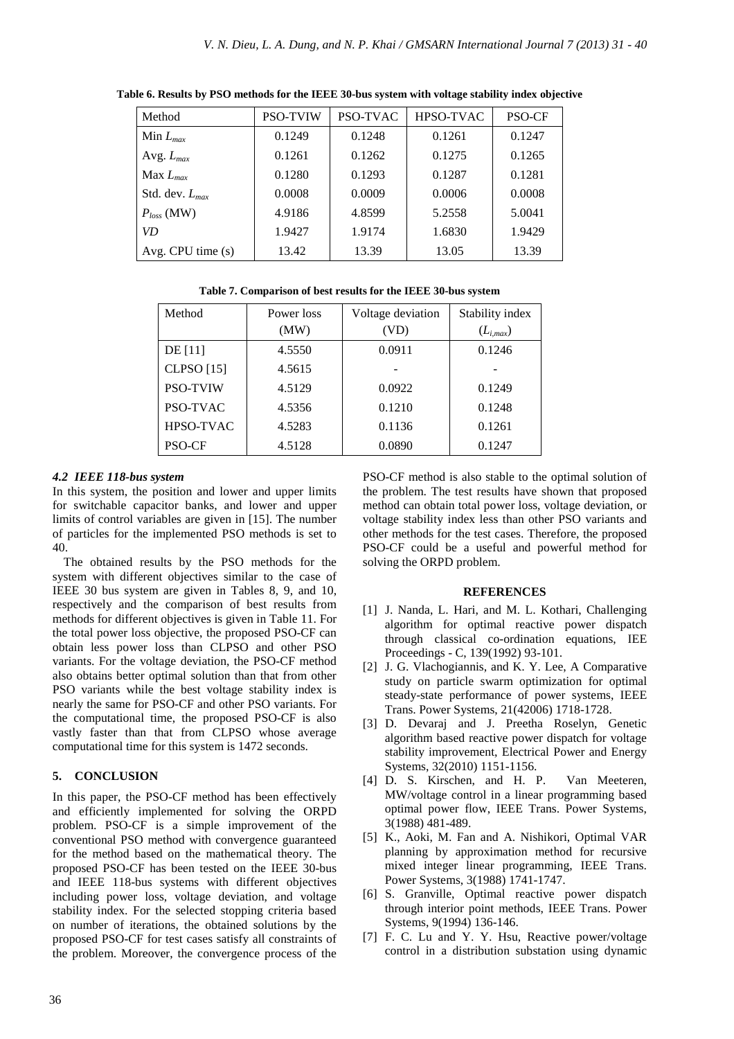**Table 6. Results by PSO methods for the IEEE 30-bus system with voltage stability index objective**

| Method | PSO-TVIW | PSO-TVAC | HPSO-TVAC | PSO-CF |
|---|---|---|---|---|
| Min $L_{max}$ | 0.1249 | 0.1248 | 0.1261 | 0.1247 |
| Avg. $L_{max}$ | 0.1261 | 0.1262 | 0.1275 | 0.1265 |
| Max $L_{max}$ | 0.1280 | 0.1293 | 0.1287 | 0.1281 |
| Std. dev. $L_{max}$ | 0.0008 | 0.0009 | 0.0006 | 0.0008 |
| $P_{loss}$ (MW) | 4.9186 | 4.8599 | 5.2558 | 5.0041 |
| *VD* | 1.9427 | 1.9174 | 1.6830 | 1.9429 |
| Avg. CPU time (s) | 13.42 | 13.39 | 13.05 | 13.39 |

**Table 7. Comparison of best results for the IEEE 30-bus system**

| Method | Power loss (MW) | Voltage deviation (VD) | Stability index ($L_{i,max}$) |
|---|---|---|---|
| DE [11] | 4.5550 | 0.0911 | 0.1246 |
| CLPSO [15] | 4.5615 | - | - |
| PSO-TVIW | 4.5129 | 0.0922 | 0.1249 |
| PSO-TVAC | 4.5356 | 0.1210 | 0.1248 |
| HPSO-TVAC | 4.5283 | 0.1136 | 0.1261 |
| PSO-CF | 4.5128 | 0.0890 | 0.1247 |

### *4.2 IEEE 118-bus system*

In this system, the position and lower and upper limits for switchable capacitor banks, and lower and upper limits of control variables are given in [15]. The number of particles for the implemented PSO methods is set to 40.

The obtained results by the PSO methods for the system with different objectives similar to the case of IEEE 30 bus system are given in Tables 8, 9, and 10, respectively and the comparison of best results from methods for different objectives is given in Table 11. For the total power loss objective, the proposed PSO-CF can obtain less power loss than CLPSO and other PSO variants. For the voltage deviation, the PSO-CF method also obtains better optimal solution than that from other PSO variants while the best voltage stability index is nearly the same for PSO-CF and other PSO variants. For the computational time, the proposed PSO-CF is also vastly faster than that from CLPSO whose average computational time for this system is 1472 seconds.

## 5. CONCLUSION

In this paper, the PSO-CF method has been effectively and efficiently implemented for solving the ORPD problem. PSO-CF is a simple improvement of the conventional PSO method with convergence guaranteed for the method based on the mathematical theory. The proposed PSO-CF has been tested on the IEEE 30-bus and IEEE 118-bus systems with different objectives including power loss, voltage deviation, and voltage stability index. For the selected stopping criteria based on number of iterations, the obtained solutions by the proposed PSO-CF for test cases satisfy all constraints of the problem. Moreover, the convergence process of the PSO-CF method is also stable to the optimal solution of the problem. The test results have shown that proposed method can obtain total power loss, voltage deviation, or voltage stability index less than other PSO variants and other methods for the test cases. Therefore, the proposed PSO-CF could be a useful and powerful method for solving the ORPD problem.

## REFERENCES

[1] J. Nanda, L. Hari, and M. L. Kothari, Challenging algorithm for optimal reactive power dispatch through classical co-ordination equations, IEE Proceedings - C, 139(1992) 93-101.

[2] J. G. Vlachogiannis, and K. Y. Lee, A Comparative study on particle swarm optimization for optimal steady-state performance of power systems, IEEE Trans. Power Systems, 21(42006) 1718-1728.

[3] D. Devaraj and J. Preetha Roselyn, Genetic algorithm based reactive power dispatch for voltage stability improvement, Electrical Power and Energy Systems, 32(2010) 1151-1156.

[4] D. S. Kirschen, and H. P. Van Meeteren, MW/voltage control in a linear programming based optimal power flow, IEEE Trans. Power Systems, 3(1988) 481-489.

[5] K., Aoki, M. Fan and A. Nishikori, Optimal VAR planning by approximation method for recursive mixed integer linear programming, IEEE Trans. Power Systems, 3(1988) 1741-1747.

[6] S. Granville, Optimal reactive power dispatch through interior point methods, IEEE Trans. Power Systems, 9(1994) 136-146.

[7] F. C. Lu and Y. Y. Hsu, Reactive power/voltage control in a distribution substation using dynamic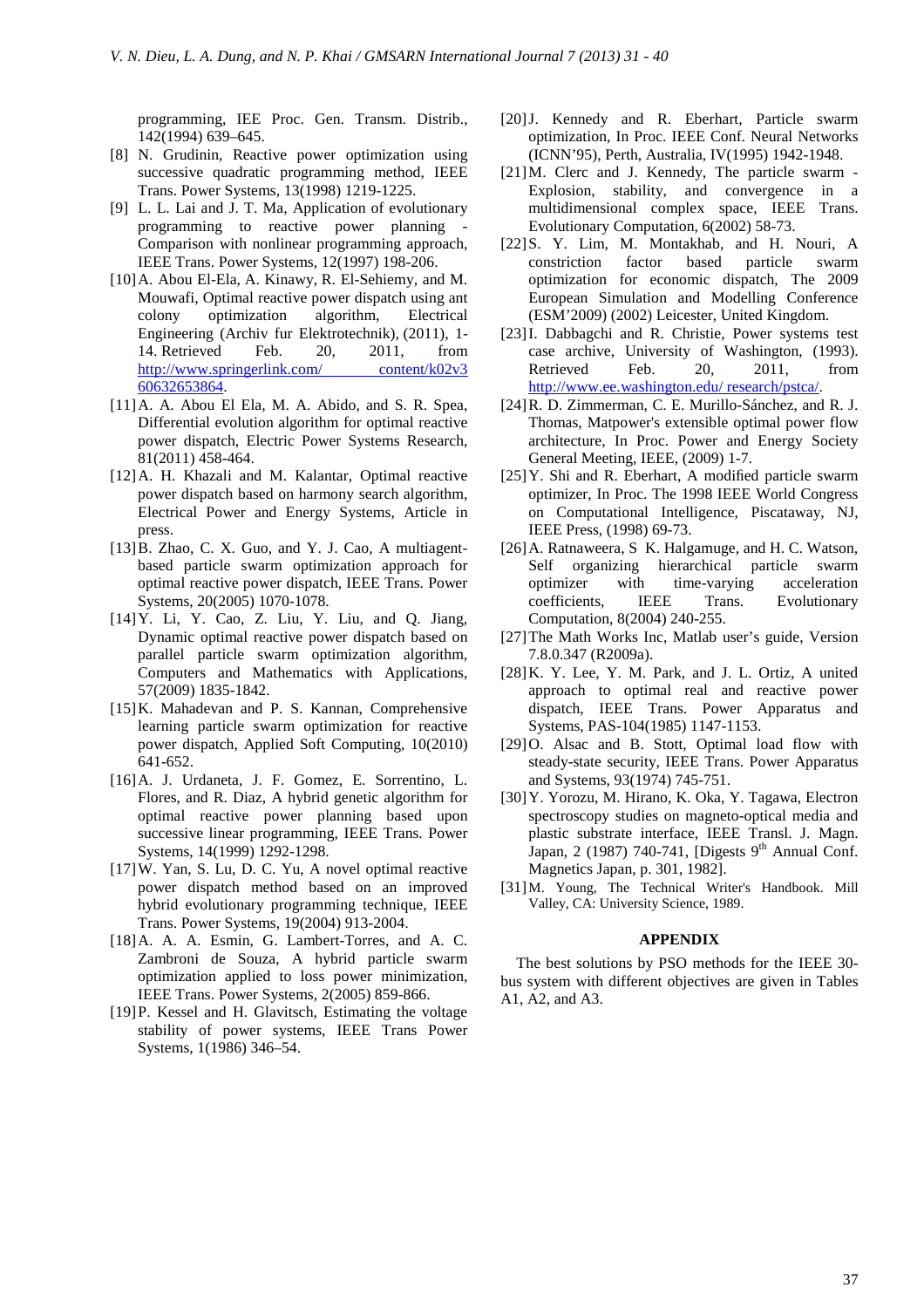programming, IEE Proc. Gen. Transm. Distrib., 142(1994) 639–645.

[8] N. Grudinin, Reactive power optimization using successive quadratic programming method, IEEE Trans. Power Systems, 13(1998) 1219-1225.

[9] L. L. Lai and J. T. Ma, Application of evolutionary programming to reactive power planning - Comparison with nonlinear programming approach, IEEE Trans. Power Systems, 12(1997) 198-206.

[10] A. Abou El-Ela, A. Kinawy, R. El-Sehiemy, and M. Mouwafi, Optimal reactive power dispatch using ant colony optimization algorithm, Electrical Engineering (Archiv fur Elektrotechnik), (2011), 1-14. Retrieved Feb. 20, 2011, from http://www.springerlink.com/ content/k02v360632653864.

[11] A. A. Abou El Ela, M. A. Abido, and S. R. Spea, Differential evolution algorithm for optimal reactive power dispatch, Electric Power Systems Research, 81(2011) 458-464.

[12] A. H. Khazali and M. Kalantar, Optimal reactive power dispatch based on harmony search algorithm, Electrical Power and Energy Systems, Article in press.

[13] B. Zhao, C. X. Guo, and Y. J. Cao, A multiagent-based particle swarm optimization approach for optimal reactive power dispatch, IEEE Trans. Power Systems, 20(2005) 1070-1078.

[14] Y. Li, Y. Cao, Z. Liu, Y. Liu, and Q. Jiang, Dynamic optimal reactive power dispatch based on parallel particle swarm optimization algorithm, Computers and Mathematics with Applications, 57(2009) 1835-1842.

[15] K. Mahadevan and P. S. Kannan, Comprehensive learning particle swarm optimization for reactive power dispatch, Applied Soft Computing, 10(2010) 641-652.

[16] A. J. Urdaneta, J. F. Gomez, E. Sorrentino, L. Flores, and R. Diaz, A hybrid genetic algorithm for optimal reactive power planning based upon successive linear programming, IEEE Trans. Power Systems, 14(1999) 1292-1298.

[17] W. Yan, S. Lu, D. C. Yu, A novel optimal reactive power dispatch method based on an improved hybrid evolutionary programming technique, IEEE Trans. Power Systems, 19(2004) 913-2004.

[18] A. A. A. Esmin, G. Lambert-Torres, and A. C. Zambroni de Souza, A hybrid particle swarm optimization applied to loss power minimization, IEEE Trans. Power Systems, 2(2005) 859-866.

[19] P. Kessel and H. Glavitsch, Estimating the voltage stability of power systems, IEEE Trans Power Systems, 1(1986) 346–54.

[20] J. Kennedy and R. Eberhart, Particle swarm optimization, In Proc. IEEE Conf. Neural Networks (ICNN'95), Perth, Australia, IV(1995) 1942-1948.

[21] M. Clerc and J. Kennedy, The particle swarm - Explosion, stability, and convergence in a multidimensional complex space, IEEE Trans. Evolutionary Computation, 6(2002) 58-73.

[22] S. Y. Lim, M. Montakhab, and H. Nouri, A constriction factor based particle swarm optimization for economic dispatch, The 2009 European Simulation and Modelling Conference (ESM'2009) (2002) Leicester, United Kingdom.

[23] I. Dabbagchi and R. Christie, Power systems test case archive, University of Washington, (1993). Retrieved Feb. 20, 2011, from http://www.ee.washington.edu/ research/pstca/.

[24] R. D. Zimmerman, C. E. Murillo-Sánchez, and R. J. Thomas, Matpower's extensible optimal power flow architecture, In Proc. Power and Energy Society General Meeting, IEEE, (2009) 1-7.

[25] Y. Shi and R. Eberhart, A modified particle swarm optimizer, In Proc. The 1998 IEEE World Congress on Computational Intelligence, Piscataway, NJ, IEEE Press, (1998) 69-73.

[26] A. Ratnaweera, S K. Halgamuge, and H. C. Watson, Self organizing hierarchical particle swarm optimizer with time-varying acceleration coefficients, IEEE Trans. Evolutionary Computation, 8(2004) 240-255.

[27] The Math Works Inc, Matlab user's guide, Version 7.8.0.347 (R2009a).

[28] K. Y. Lee, Y. M. Park, and J. L. Ortiz, A united approach to optimal real and reactive power dispatch, IEEE Trans. Power Apparatus and Systems, PAS-104(1985) 1147-1153.

[29] O. Alsac and B. Stott, Optimal load flow with steady-state security, IEEE Trans. Power Apparatus and Systems, 93(1974) 745-751.

[30] Y. Yorozu, M. Hirano, K. Oka, Y. Tagawa, Electron spectroscopy studies on magneto-optical media and plastic substrate interface, IEEE Transl. J. Magn. Japan, 2 (1987) 740-741, [Digests 9th Annual Conf. Magnetics Japan, p. 301, 1982].

[31] M. Young, The Technical Writer's Handbook. Mill Valley, CA: University Science, 1989.

## APPENDIX

The best solutions by PSO methods for the IEEE 30-bus system with different objectives are given in Tables A1, A2, and A3.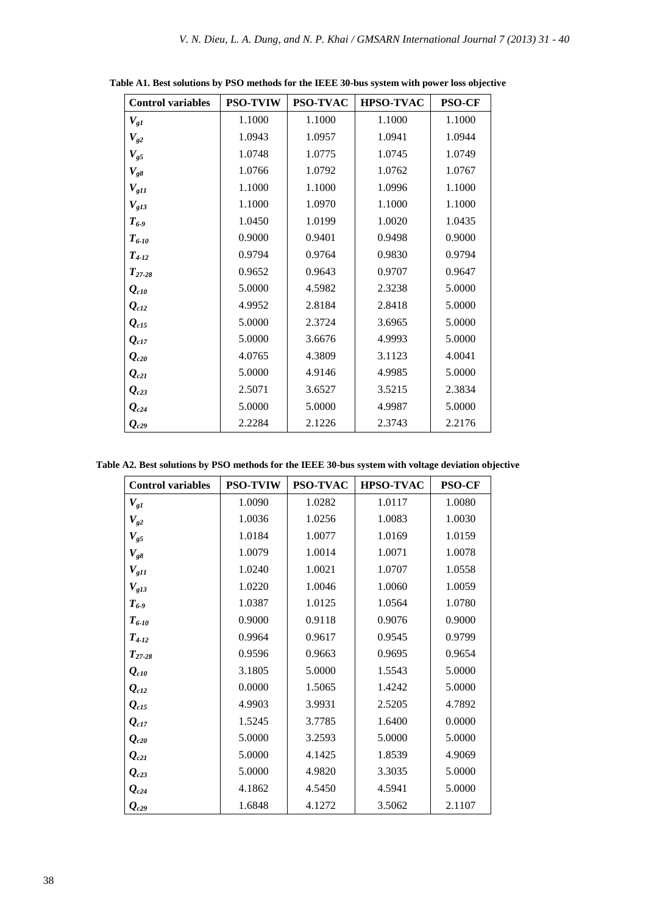**Table A1. Best solutions by PSO methods for the IEEE 30-bus system with power loss objective**

| Control variables | PSO-TVIW | PSO-TVAC | HPSO-TVAC | PSO-CF |
|---|---|---|---|---|
| $V_{g1}$ | 1.1000 | 1.1000 | 1.1000 | 1.1000 |
| $V_{g2}$ | 1.0943 | 1.0957 | 1.0941 | 1.0944 |
| $V_{g5}$ | 1.0748 | 1.0775 | 1.0745 | 1.0749 |
| $V_{g8}$ | 1.0766 | 1.0792 | 1.0762 | 1.0767 |
| $V_{g11}$ | 1.1000 | 1.1000 | 1.0996 | 1.1000 |
| $V_{g13}$ | 1.1000 | 1.0970 | 1.1000 | 1.1000 |
| $T_{6-9}$ | 1.0450 | 1.0199 | 1.0020 | 1.0435 |
| $T_{6-10}$ | 0.9000 | 0.9401 | 0.9498 | 0.9000 |
| $T_{4-12}$ | 0.9794 | 0.9764 | 0.9830 | 0.9794 |
| $T_{27-28}$ | 0.9652 | 0.9643 | 0.9707 | 0.9647 |
| $Q_{c10}$ | 5.0000 | 4.5982 | 2.3238 | 5.0000 |
| $Q_{c12}$ | 4.9952 | 2.8184 | 2.8418 | 5.0000 |
| $Q_{c15}$ | 5.0000 | 2.3724 | 3.6965 | 5.0000 |
| $Q_{c17}$ | 5.0000 | 3.6676 | 4.9993 | 5.0000 |
| $Q_{c20}$ | 4.0765 | 4.3809 | 3.1123 | 4.0041 |
| $Q_{c21}$ | 5.0000 | 4.9146 | 4.9985 | 5.0000 |
| $Q_{c23}$ | 2.5071 | 3.6527 | 3.5215 | 2.3834 |
| $Q_{c24}$ | 5.0000 | 5.0000 | 4.9987 | 5.0000 |
| $Q_{c29}$ | 2.2284 | 2.1226 | 2.3743 | 2.2176 |

**Table A2. Best solutions by PSO methods for the IEEE 30-bus system with voltage deviation objective**

| Control variables | PSO-TVIW | PSO-TVAC | HPSO-TVAC | PSO-CF |
|---|---|---|---|---|
| $V_{g1}$ | 1.0090 | 1.0282 | 1.0117 | 1.0080 |
| $V_{g2}$ | 1.0036 | 1.0256 | 1.0083 | 1.0030 |
| $V_{g5}$ | 1.0184 | 1.0077 | 1.0169 | 1.0159 |
| $V_{g8}$ | 1.0079 | 1.0014 | 1.0071 | 1.0078 |
| $V_{g11}$ | 1.0240 | 1.0021 | 1.0707 | 1.0558 |
| $V_{g13}$ | 1.0220 | 1.0046 | 1.0060 | 1.0059 |
| $T_{6-9}$ | 1.0387 | 1.0125 | 1.0564 | 1.0780 |
| $T_{6-10}$ | 0.9000 | 0.9118 | 0.9076 | 0.9000 |
| $T_{4-12}$ | 0.9964 | 0.9617 | 0.9545 | 0.9799 |
| $T_{27-28}$ | 0.9596 | 0.9663 | 0.9695 | 0.9654 |
| $Q_{c10}$ | 3.1805 | 5.0000 | 1.5543 | 5.0000 |
| $Q_{c12}$ | 0.0000 | 1.5065 | 1.4242 | 5.0000 |
| $Q_{c15}$ | 4.9903 | 3.9931 | 2.5205 | 4.7892 |
| $Q_{c17}$ | 1.5245 | 3.7785 | 1.6400 | 0.0000 |
| $Q_{c20}$ | 5.0000 | 3.2593 | 5.0000 | 5.0000 |
| $Q_{c21}$ | 5.0000 | 4.1425 | 1.8539 | 4.9069 |
| $Q_{c23}$ | 5.0000 | 4.9820 | 3.3035 | 5.0000 |
| $Q_{c24}$ | 4.1862 | 4.5450 | 4.5941 | 5.0000 |
| $Q_{c29}$ | 1.6848 | 4.1272 | 3.5062 | 2.1107 |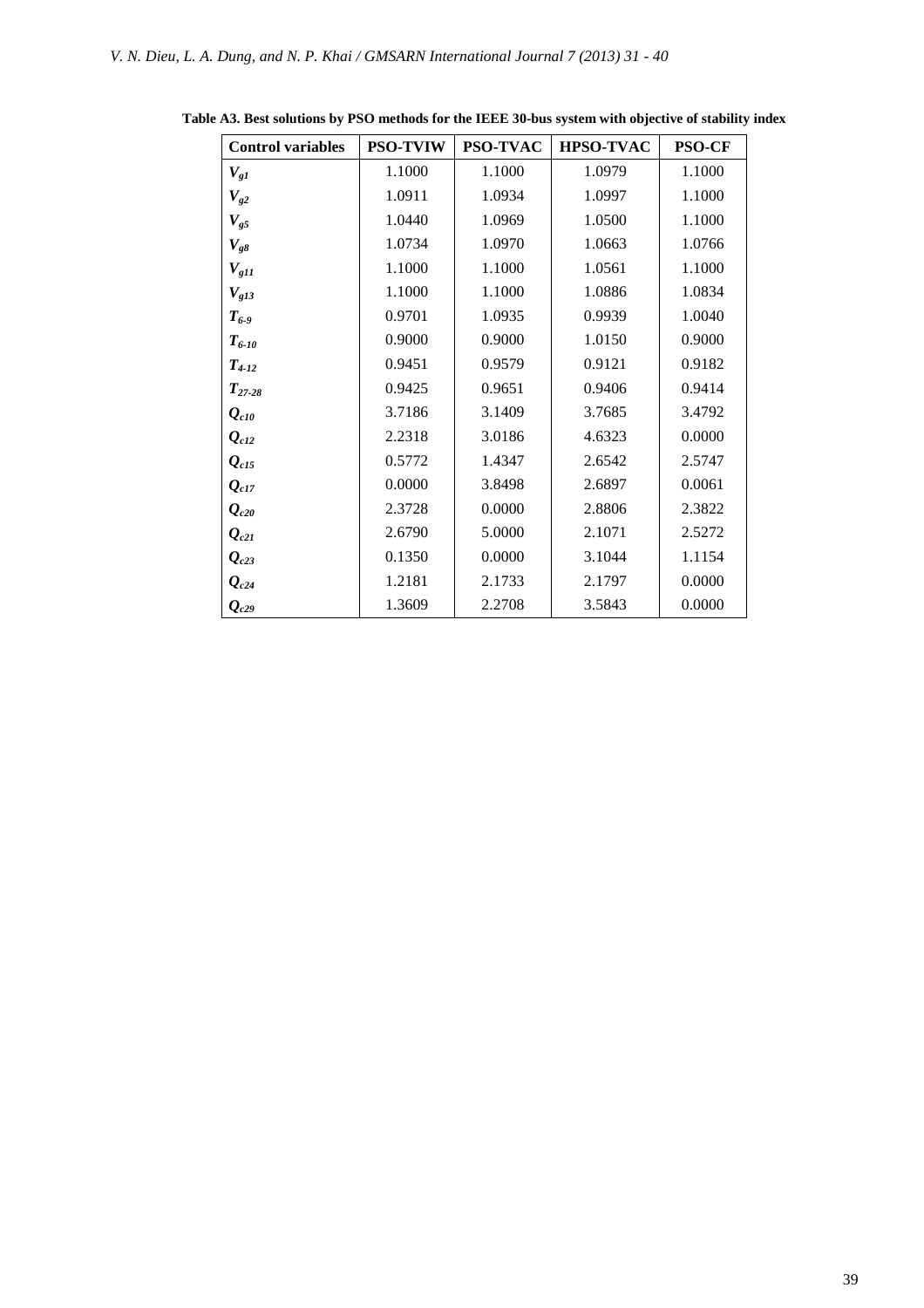**Table A3. Best solutions by PSO methods for the IEEE 30-bus system with objective of stability index**

| Control variables | PSO-TVIW | PSO-TVAC | HPSO-TVAC | PSO-CF |
|---|---|---|---|---|
| $V_{g1}$ | 1.1000 | 1.1000 | 1.0979 | 1.1000 |
| $V_{g2}$ | 1.0911 | 1.0934 | 1.0997 | 1.1000 |
| $V_{g5}$ | 1.0440 | 1.0969 | 1.0500 | 1.1000 |
| $V_{g8}$ | 1.0734 | 1.0970 | 1.0663 | 1.0766 |
| $V_{g11}$ | 1.1000 | 1.1000 | 1.0561 | 1.1000 |
| $V_{g13}$ | 1.1000 | 1.1000 | 1.0886 | 1.0834 |
| $T_{6\text{-}9}$ | 0.9701 | 1.0935 | 0.9939 | 1.0040 |
| $T_{6\text{-}10}$ | 0.9000 | 0.9000 | 1.0150 | 0.9000 |
| $T_{4\text{-}12}$ | 0.9451 | 0.9579 | 0.9121 | 0.9182 |
| $T_{27\text{-}28}$ | 0.9425 | 0.9651 | 0.9406 | 0.9414 |
| $Q_{c10}$ | 3.7186 | 3.1409 | 3.7685 | 3.4792 |
| $Q_{c12}$ | 2.2318 | 3.0186 | 4.6323 | 0.0000 |
| $Q_{c15}$ | 0.5772 | 1.4347 | 2.6542 | 2.5747 |
| $Q_{c17}$ | 0.0000 | 3.8498 | 2.6897 | 0.0061 |
| $Q_{c20}$ | 2.3728 | 0.0000 | 2.8806 | 2.3822 |
| $Q_{c21}$ | 2.6790 | 5.0000 | 2.1071 | 2.5272 |
| $Q_{c23}$ | 0.1350 | 0.0000 | 3.1044 | 1.1154 |
| $Q_{c24}$ | 1.2181 | 2.1733 | 2.1797 | 0.0000 |
| $Q_{c29}$ | 1.3609 | 2.2708 | 3.5843 | 0.0000 |